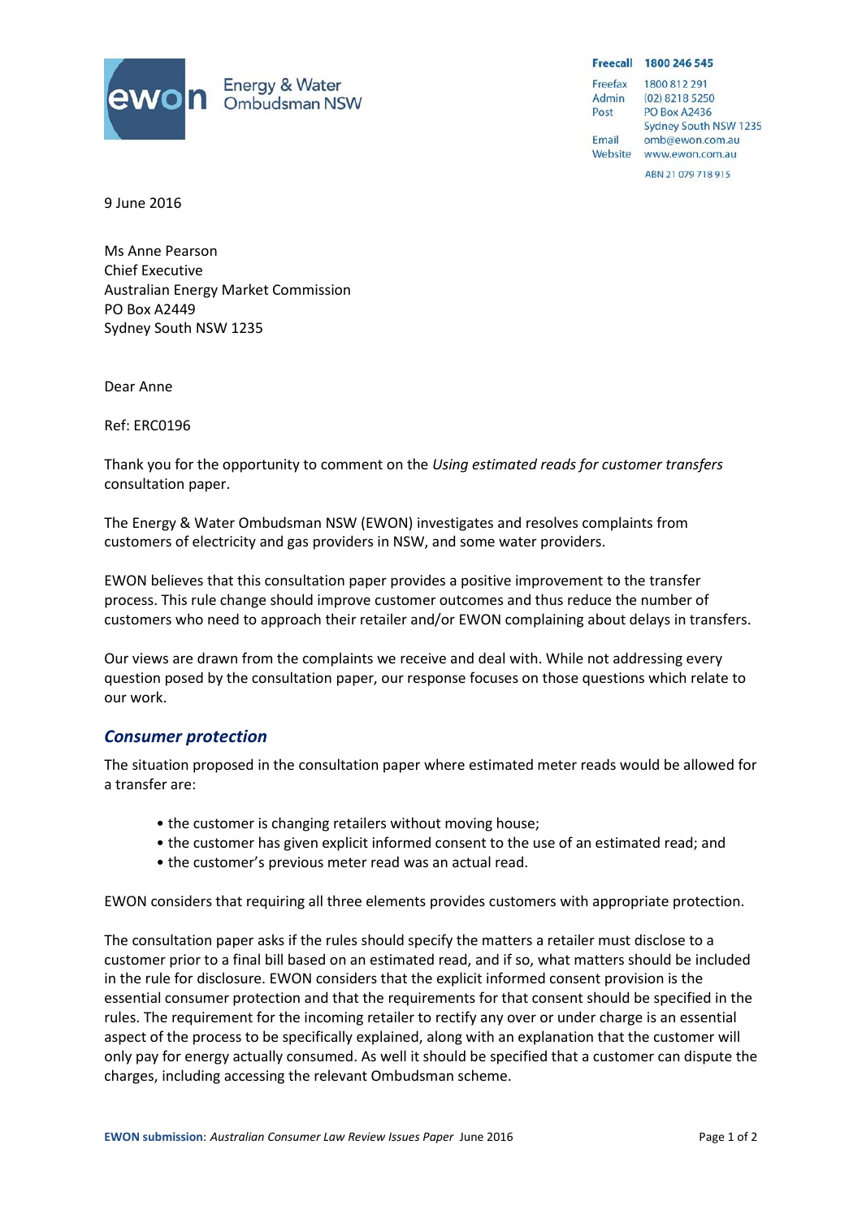**ewon** Energy & Water Ombudsman NSW

**Freecall 1800 246 545**
Freefax 1800 812 291
Admin (02) 8218 5250
Post PO Box A2436
Sydney South NSW 1235
Email omb@ewon.com.au
Website www.ewon.com.au

ABN 21 079 718 915

9 June 2016

Ms Anne Pearson
Chief Executive
Australian Energy Market Commission
PO Box A2449
Sydney South NSW 1235

Dear Anne

Ref: ERC0196

Thank you for the opportunity to comment on the *Using estimated reads for customer transfers* consultation paper.

The Energy & Water Ombudsman NSW (EWON) investigates and resolves complaints from customers of electricity and gas providers in NSW, and some water providers.

EWON believes that this consultation paper provides a positive improvement to the transfer process. This rule change should improve customer outcomes and thus reduce the number of customers who need to approach their retailer and/or EWON complaining about delays in transfers.

Our views are drawn from the complaints we receive and deal with. While not addressing every question posed by the consultation paper, our response focuses on those questions which relate to our work.

## *Consumer protection*

The situation proposed in the consultation paper where estimated meter reads would be allowed for a transfer are:

- the customer is changing retailers without moving house;
- the customer has given explicit informed consent to the use of an estimated read; and
- the customer's previous meter read was an actual read.

EWON considers that requiring all three elements provides customers with appropriate protection.

The consultation paper asks if the rules should specify the matters a retailer must disclose to a customer prior to a final bill based on an estimated read, and if so, what matters should be included in the rule for disclosure. EWON considers that the explicit informed consent provision is the essential consumer protection and that the requirements for that consent should be specified in the rules. The requirement for the incoming retailer to rectify any over or under charge is an essential aspect of the process to be specifically explained, along with an explanation that the customer will only pay for energy actually consumed. As well it should be specified that a customer can dispute the charges, including accessing the relevant Ombudsman scheme.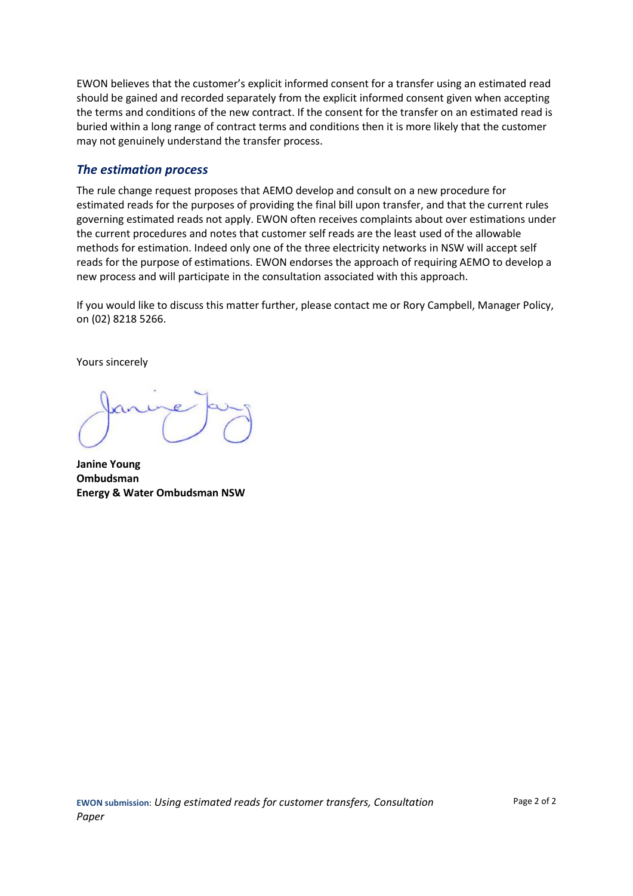EWON believes that the customer's explicit informed consent for a transfer using an estimated read should be gained and recorded separately from the explicit informed consent given when accepting the terms and conditions of the new contract. If the consent for the transfer on an estimated read is buried within a long range of contract terms and conditions then it is more likely that the customer may not genuinely understand the transfer process.

### *The estimation process*

The rule change request proposes that AEMO develop and consult on a new procedure for estimated reads for the purposes of providing the final bill upon transfer, and that the current rules governing estimated reads not apply. EWON often receives complaints about over estimations under the current procedures and notes that customer self reads are the least used of the allowable methods for estimation. Indeed only one of the three electricity networks in NSW will accept self reads for the purpose of estimations. EWON endorses the approach of requiring AEMO to develop a new process and will participate in the consultation associated with this approach.

If you would like to discuss this matter further, please contact me or Rory Campbell, Manager Policy, on (02) 8218 5266.

Yours sincerely

**Janine Young**
**Ombudsman**
**Energy & Water Ombudsman NSW**